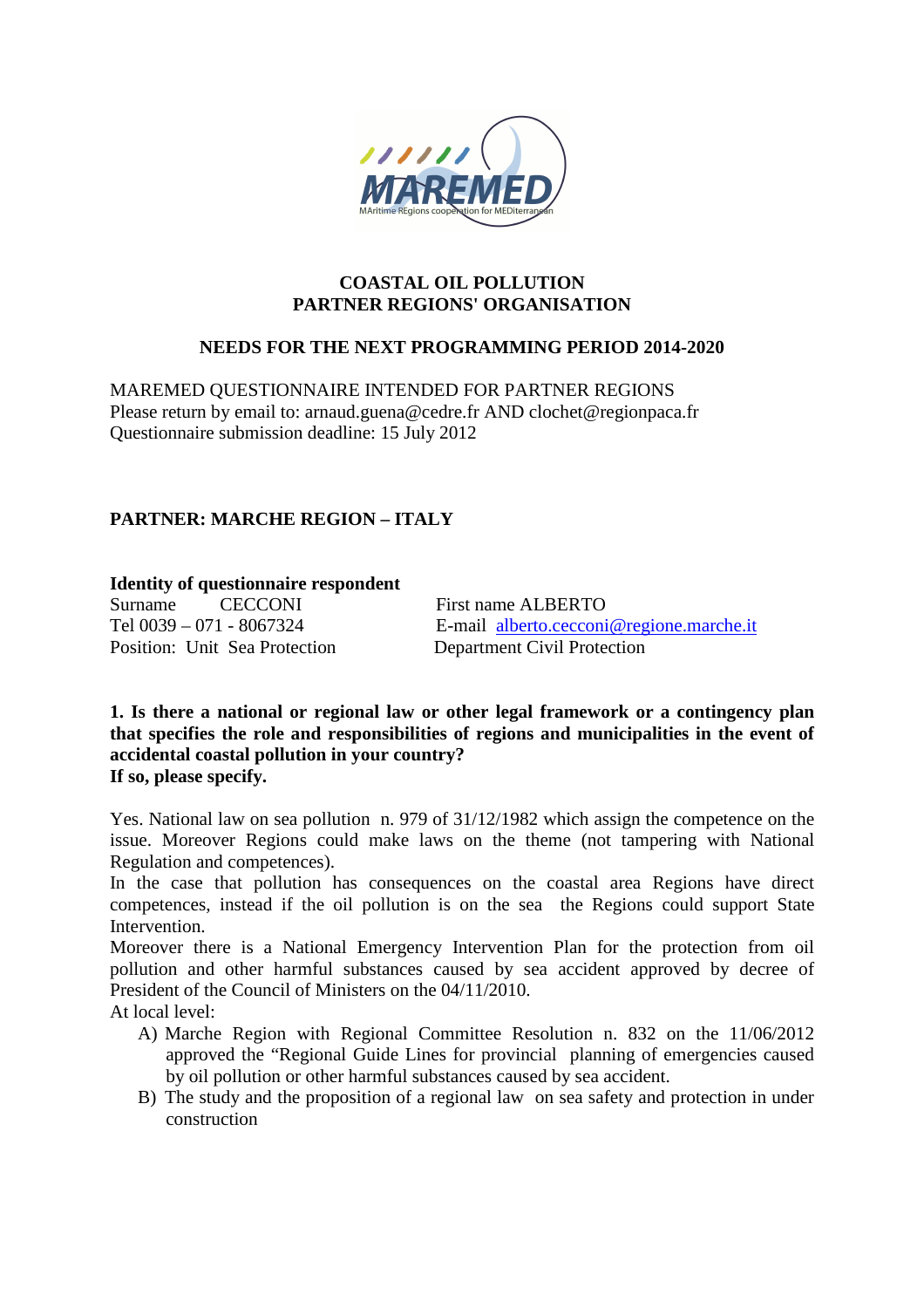**COASTAL OIL POLLUTION**
**PARTNER REGIONS' ORGANISATION**

**NEEDS FOR THE NEXT PROGRAMMING PERIOD 2014-2020**

MAREMED QUESTIONNAIRE INTENDED FOR PARTNER REGIONS
Please return by email to: arnaud.guena@cedre.fr AND clochet@regionpaca.fr
Questionnaire submission deadline: 15 July 2012

**PARTNER: MARCHE REGION – ITALY**

**Identity of questionnaire respondent**

Surname CECCONI First name ALBERTO
Tel 0039 – 071 - 8067324 E-mail alberto.cecconi@regione.marche.it
Position: Unit Sea Protection Department Civil Protection

**1. Is there a national or regional law or other legal framework or a contingency plan that specifies the role and responsibilities of regions and municipalities in the event of accidental coastal pollution in your country?**
**If so, please specify.**

Yes. National law on sea pollution n. 979 of 31/12/1982 which assign the competence on the issue. Moreover Regions could make laws on the theme (not tampering with National Regulation and competences).
In the case that pollution has consequences on the coastal area Regions have direct competences, instead if the oil pollution is on the sea the Regions could support State Intervention.
Moreover there is a National Emergency Intervention Plan for the protection from oil pollution and other harmful substances caused by sea accident approved by decree of President of the Council of Ministers on the 04/11/2010.
At local level:

A) Marche Region with Regional Committee Resolution n. 832 on the 11/06/2012 approved the "Regional Guide Lines for provincial planning of emergencies caused by oil pollution or other harmful substances caused by sea accident.
B) The study and the proposition of a regional law on sea safety and protection in under construction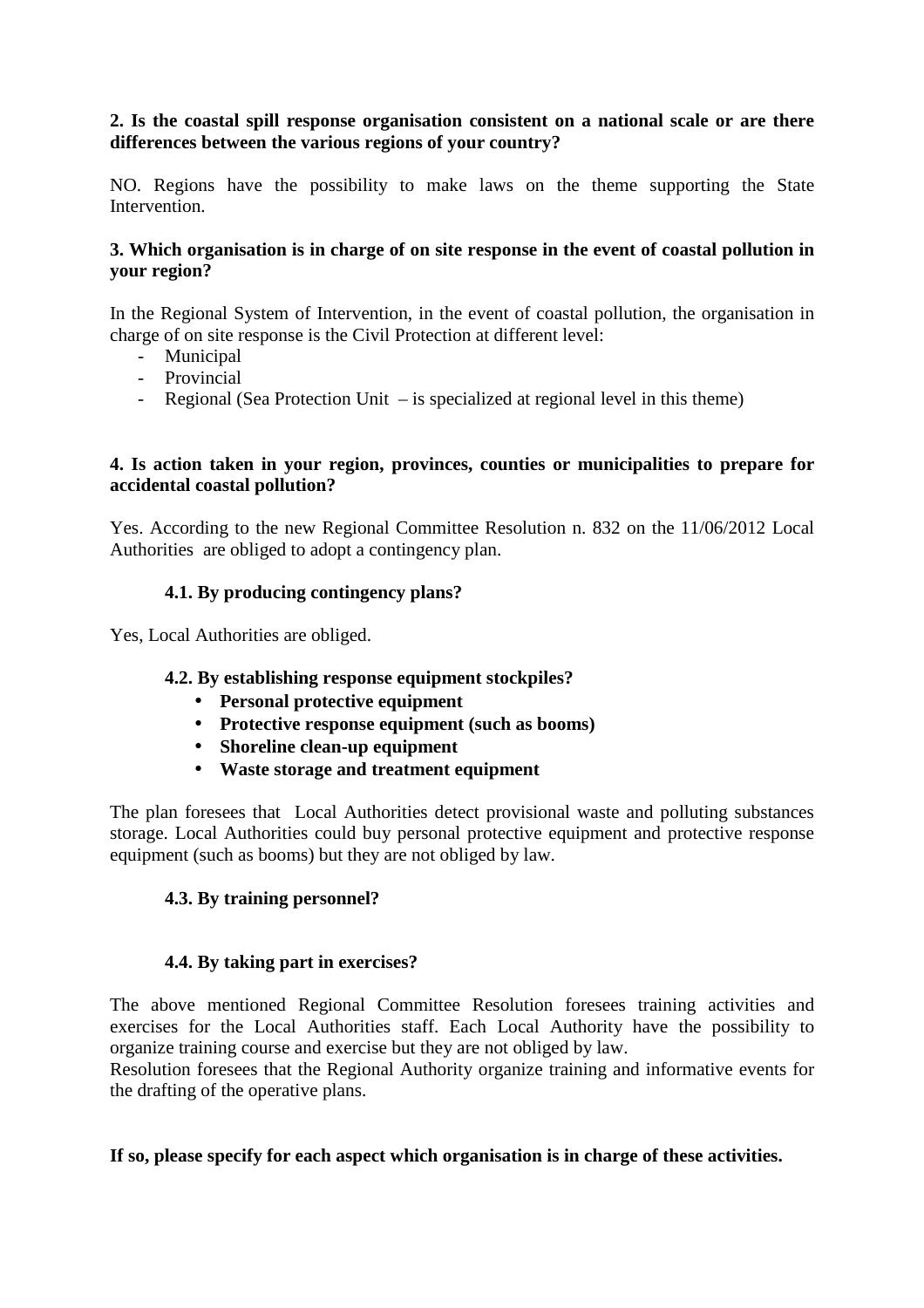**2. Is the coastal spill response organisation consistent on a national scale or are there differences between the various regions of your country?**

NO. Regions have the possibility to make laws on the theme supporting the State Intervention.

**3. Which organisation is in charge of on site response in the event of coastal pollution in your region?**

In the Regional System of Intervention, in the event of coastal pollution, the organisation in charge of on site response is the Civil Protection at different level:

- Municipal
- Provincial
- Regional (Sea Protection Unit – is specialized at regional level in this theme)

**4. Is action taken in your region, provinces, counties or municipalities to prepare for accidental coastal pollution?**

Yes. According to the new Regional Committee Resolution n. 832 on the 11/06/2012 Local Authorities are obliged to adopt a contingency plan.

**4.1. By producing contingency plans?**

Yes, Local Authorities are obliged.

**4.2. By establishing response equipment stockpiles?**

- **Personal protective equipment**
- **Protective response equipment (such as booms)**
- **Shoreline clean-up equipment**
- **Waste storage and treatment equipment**

The plan foresees that Local Authorities detect provisional waste and polluting substances storage. Local Authorities could buy personal protective equipment and protective response equipment (such as booms) but they are not obliged by law.

**4.3. By training personnel?**

**4.4. By taking part in exercises?**

The above mentioned Regional Committee Resolution foresees training activities and exercises for the Local Authorities staff. Each Local Authority have the possibility to organize training course and exercise but they are not obliged by law.
Resolution foresees that the Regional Authority organize training and informative events for the drafting of the operative plans.

**If so, please specify for each aspect which organisation is in charge of these activities.**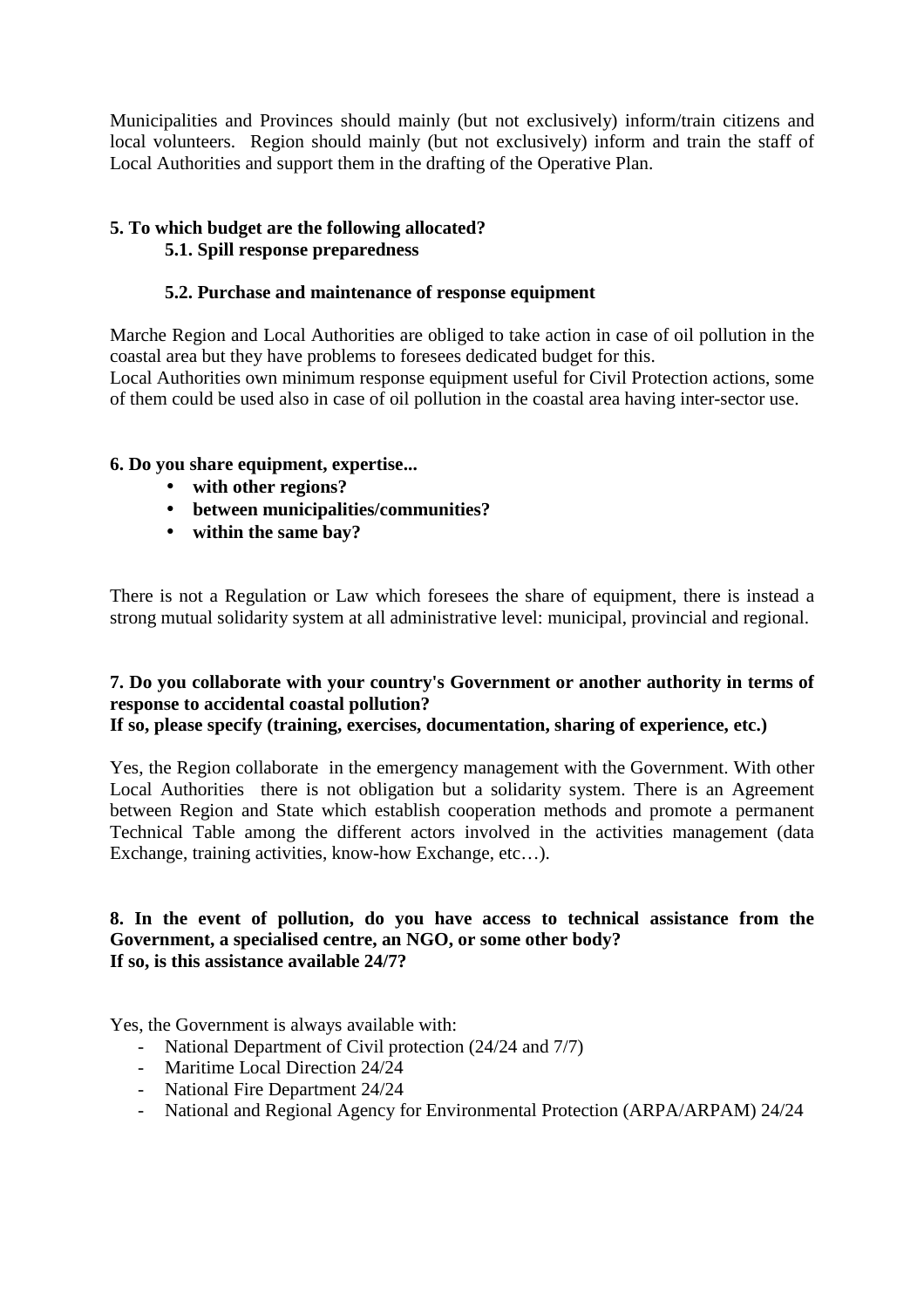Municipalities and Provinces should mainly (but not exclusively) inform/train citizens and local volunteers. Region should mainly (but not exclusively) inform and train the staff of Local Authorities and support them in the drafting of the Operative Plan.

**5. To which budget are the following allocated?**

**5.1. Spill response preparedness**

**5.2. Purchase and maintenance of response equipment**

Marche Region and Local Authorities are obliged to take action in case of oil pollution in the coastal area but they have problems to foresees dedicated budget for this.
Local Authorities own minimum response equipment useful for Civil Protection actions, some of them could be used also in case of oil pollution in the coastal area having inter-sector use.

**6. Do you share equipment, expertise...**

- **with other regions?**
- **between municipalities/communities?**
- **within the same bay?**

There is not a Regulation or Law which foresees the share of equipment, there is instead a strong mutual solidarity system at all administrative level: municipal, provincial and regional.

**7. Do you collaborate with your country's Government or another authority in terms of response to accidental coastal pollution?**
**If so, please specify (training, exercises, documentation, sharing of experience, etc.)**

Yes, the Region collaborate in the emergency management with the Government. With other Local Authorities there is not obligation but a solidarity system. There is an Agreement between Region and State which establish cooperation methods and promote a permanent Technical Table among the different actors involved in the activities management (data Exchange, training activities, know-how Exchange, etc…).

**8. In the event of pollution, do you have access to technical assistance from the Government, a specialised centre, an NGO, or some other body?**
**If so, is this assistance available 24/7?**

Yes, the Government is always available with:

- National Department of Civil protection (24/24 and 7/7)
- Maritime Local Direction 24/24
- National Fire Department 24/24
- National and Regional Agency for Environmental Protection (ARPA/ARPAM) 24/24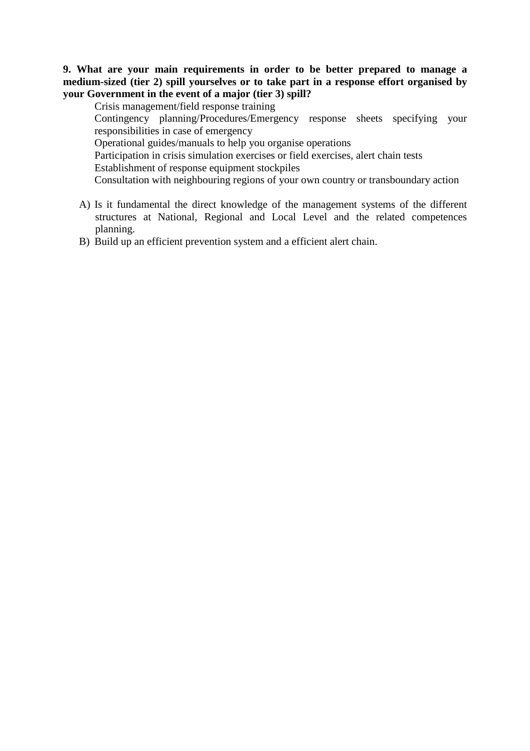**9. What are your main requirements in order to be better prepared to manage a medium-sized (tier 2) spill yourselves or to take part in a response effort organised by your Government in the event of a major (tier 3) spill?**

Crisis management/field response training

Contingency planning/Procedures/Emergency response sheets specifying your responsibilities in case of emergency

Operational guides/manuals to help you organise operations

Participation in crisis simulation exercises or field exercises, alert chain tests

Establishment of response equipment stockpiles

Consultation with neighbouring regions of your own country or transboundary action

A) Is it fundamental the direct knowledge of the management systems of the different structures at National, Regional and Local Level and the related competences planning.

B) Build up an efficient prevention system and a efficient alert chain.